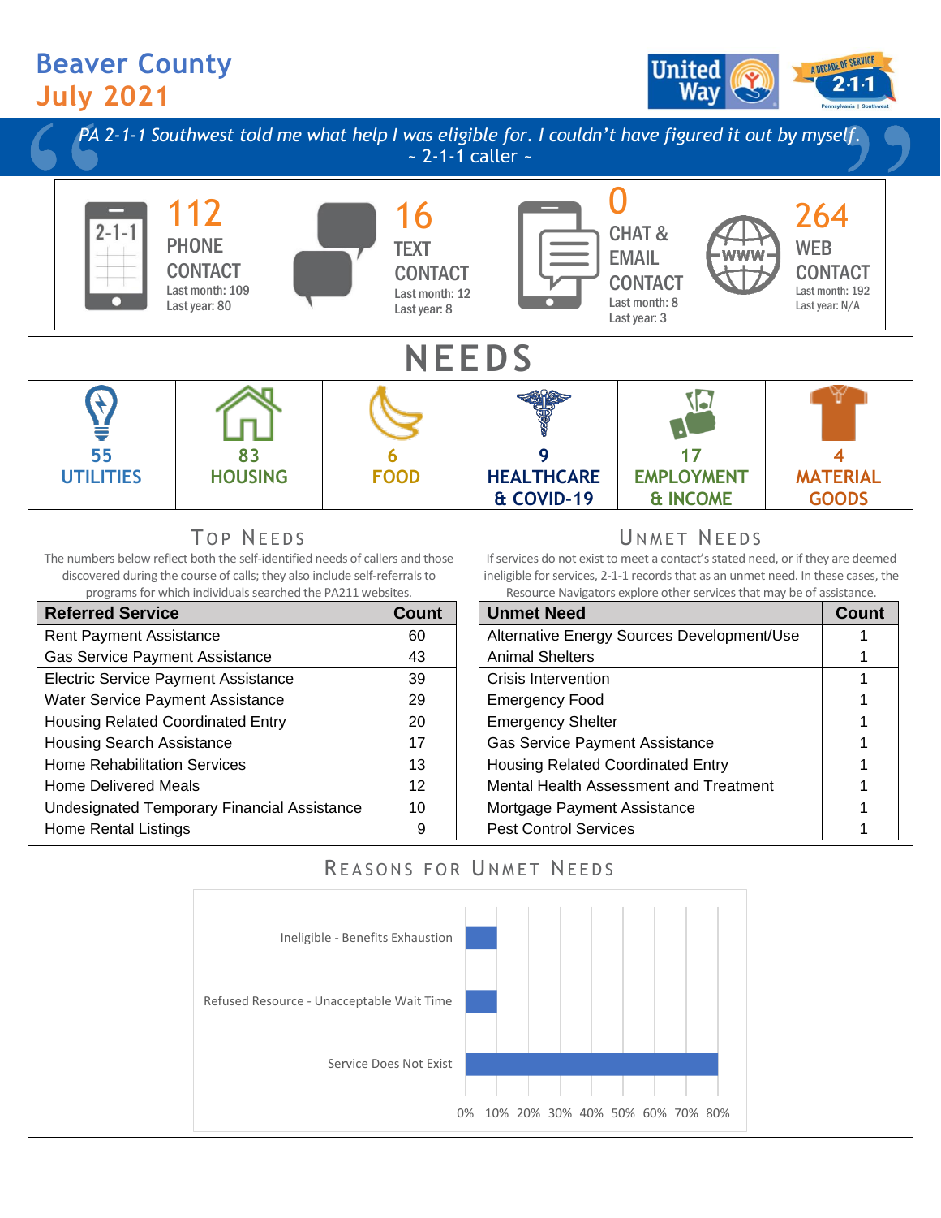# Beaver County
## July 2021

*PA 2-1-1 Southwest told me what help I was eligible for. I couldn't have figured it out by myself.*
~ 2-1-1 caller ~

**112** PHONE CONTACT
Last month: 109
Last year: 80

**16** TEXT CONTACT
Last month: 12
Last year: 8

**0** CHAT & EMAIL CONTACT
Last month: 8
Last year: 3

**264** WEB CONTACT
Last month: 192
Last year: N/A

## NEEDS

| 55 UTILITIES | 83 HOUSING | 6 FOOD | 9 HEALTHCARE & COVID-19 | 17 EMPLOYMENT & INCOME | 4 MATERIAL GOODS |
|---|---|---|---|---|---|

### Top Needs

The numbers below reflect both the self-identified needs of callers and those discovered during the course of calls; they also include self-referrals to programs for which individuals searched the PA211 websites.

| Referred Service | Count |
|---|---|
| Rent Payment Assistance | 60 |
| Gas Service Payment Assistance | 43 |
| Electric Service Payment Assistance | 39 |
| Water Service Payment Assistance | 29 |
| Housing Related Coordinated Entry | 20 |
| Housing Search Assistance | 17 |
| Home Rehabilitation Services | 13 |
| Home Delivered Meals | 12 |
| Undesignated Temporary Financial Assistance | 10 |
| Home Rental Listings | 9 |

### Unmet Needs

If services do not exist to meet a contact's stated need, or if they are deemed ineligible for services, 2-1-1 records that as an unmet need. In these cases, the Resource Navigators explore other services that may be of assistance.

| Unmet Need | Count |
|---|---|
| Alternative Energy Sources Development/Use | 1 |
| Animal Shelters | 1 |
| Crisis Intervention | 1 |
| Emergency Food | 1 |
| Emergency Shelter | 1 |
| Gas Service Payment Assistance | 1 |
| Housing Related Coordinated Entry | 1 |
| Mental Health Assessment and Treatment | 1 |
| Mortgage Payment Assistance | 1 |
| Pest Control Services | 1 |

### Reasons for Unmet Needs

| Reason | Percentage |
|---|---|
| Ineligible - Benefits Exhaustion | ~10% |
| Refused Resource - Unacceptable Wait Time | ~10% |
| Service Does Not Exist | ~80% |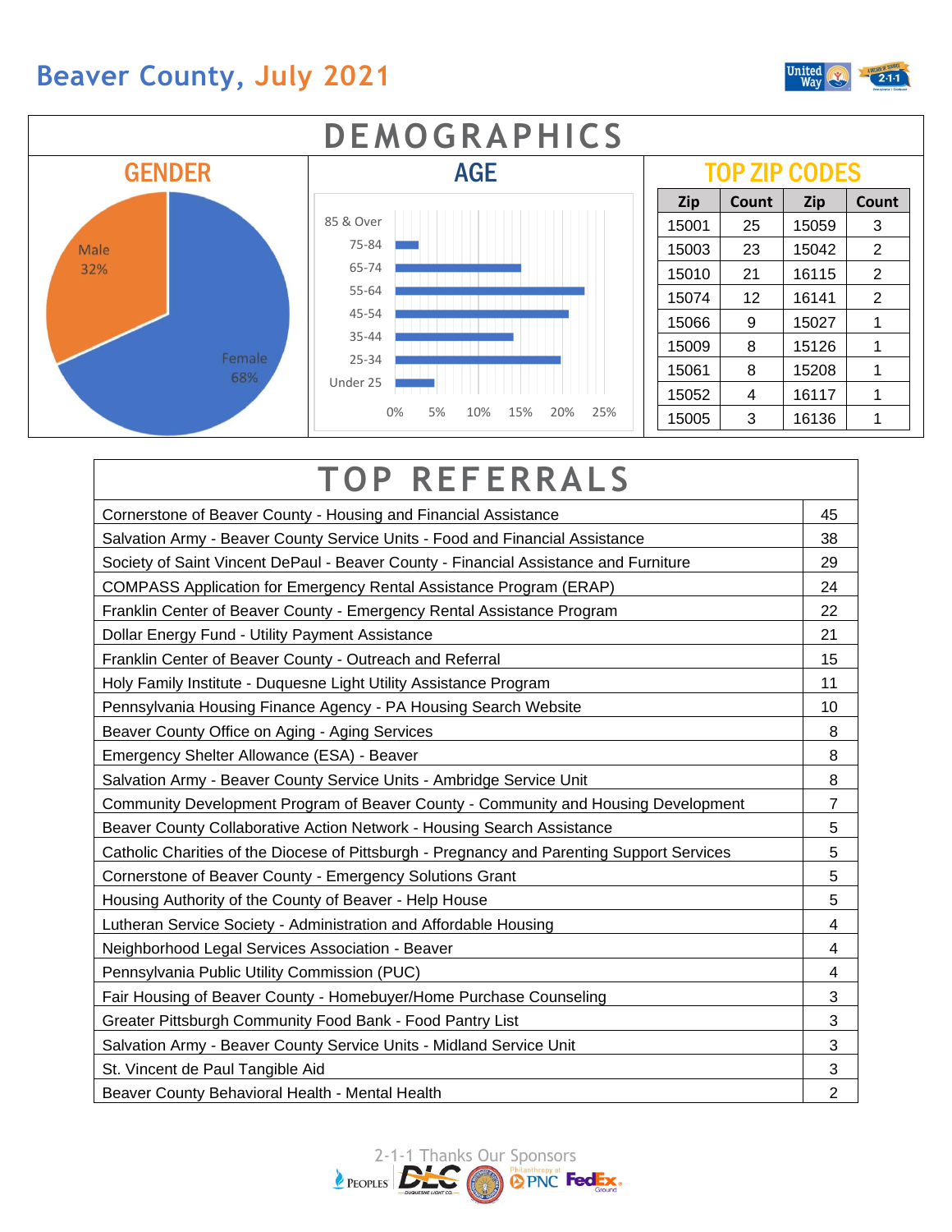# Beaver County, July 2021

## DEMOGRAPHICS

### GENDER

Male 32%

Female 68%

### AGE

85 & Over
75-84
65-74
55-64
45-54
35-44
25-34
Under 25

0% 5% 10% 15% 20% 25%

### TOP ZIP CODES

| Zip | Count | Zip | Count |
|---|---|---|---|
| 15001 | 25 | 15059 | 3 |
| 15003 | 23 | 15042 | 2 |
| 15010 | 21 | 16115 | 2 |
| 15074 | 12 | 16141 | 2 |
| 15066 | 9 | 15027 | 1 |
| 15009 | 8 | 15126 | 1 |
| 15061 | 8 | 15208 | 1 |
| 15052 | 4 | 16117 | 1 |
| 15005 | 3 | 16136 | 1 |

## TOP REFERRALS

| | |
|---|---|
| Cornerstone of Beaver County - Housing and Financial Assistance | 45 |
| Salvation Army - Beaver County Service Units - Food and Financial Assistance | 38 |
| Society of Saint Vincent DePaul - Beaver County - Financial Assistance and Furniture | 29 |
| COMPASS Application for Emergency Rental Assistance Program (ERAP) | 24 |
| Franklin Center of Beaver County - Emergency Rental Assistance Program | 22 |
| Dollar Energy Fund - Utility Payment Assistance | 21 |
| Franklin Center of Beaver County - Outreach and Referral | 15 |
| Holy Family Institute - Duquesne Light Utility Assistance Program | 11 |
| Pennsylvania Housing Finance Agency - PA Housing Search Website | 10 |
| Beaver County Office on Aging - Aging Services | 8 |
| Emergency Shelter Allowance (ESA) - Beaver | 8 |
| Salvation Army - Beaver County Service Units - Ambridge Service Unit | 8 |
| Community Development Program of Beaver County - Community and Housing Development | 7 |
| Beaver County Collaborative Action Network - Housing Search Assistance | 5 |
| Catholic Charities of the Diocese of Pittsburgh - Pregnancy and Parenting Support Services | 5 |
| Cornerstone of Beaver County - Emergency Solutions Grant | 5 |
| Housing Authority of the County of Beaver - Help House | 5 |
| Lutheran Service Society - Administration and Affordable Housing | 4 |
| Neighborhood Legal Services Association - Beaver | 4 |
| Pennsylvania Public Utility Commission (PUC) | 4 |
| Fair Housing of Beaver County - Homebuyer/Home Purchase Counseling | 3 |
| Greater Pittsburgh Community Food Bank - Food Pantry List | 3 |
| Salvation Army - Beaver County Service Units - Midland Service Unit | 3 |
| St. Vincent de Paul Tangible Aid | 3 |
| Beaver County Behavioral Health - Mental Health | 2 |

2-1-1 Thanks Our Sponsors